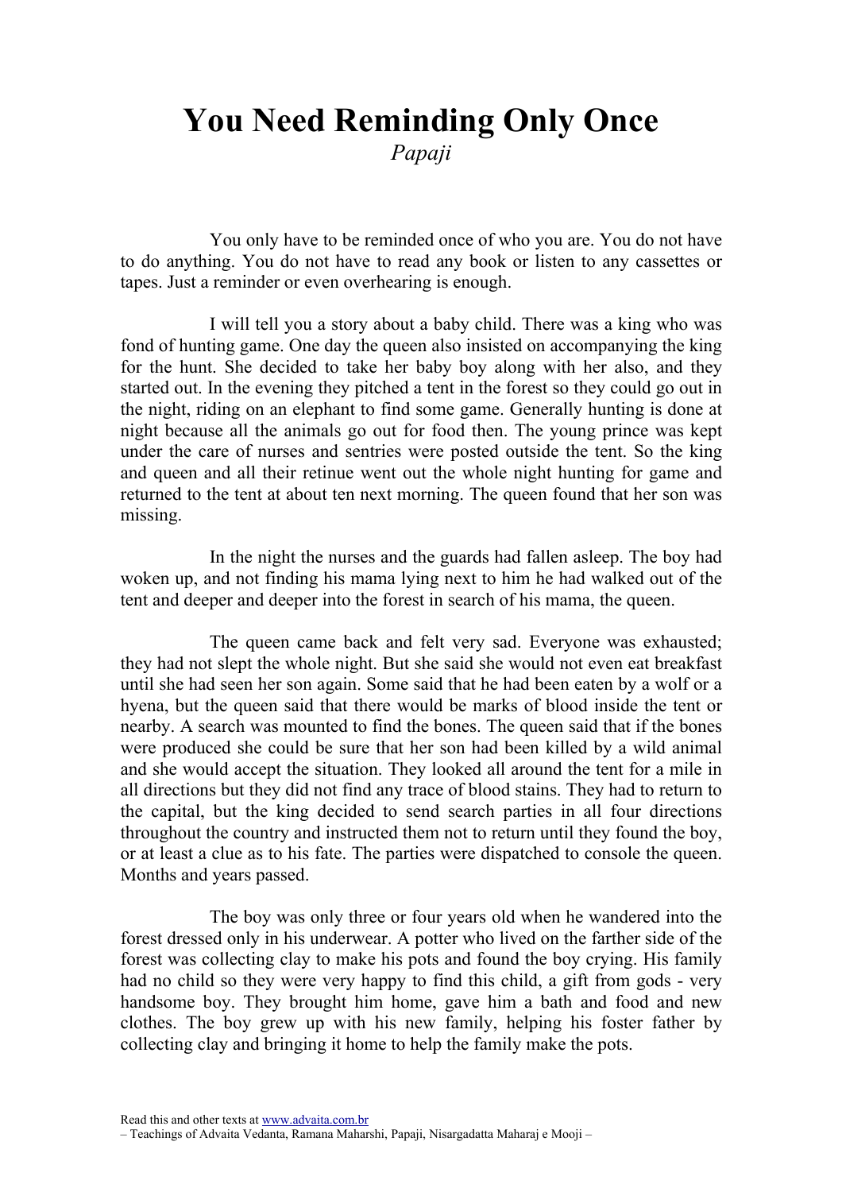# You Need Reminding Only Once

*Papaji*

You only have to be reminded once of who you are. You do not have to do anything. You do not have to read any book or listen to any cassettes or tapes. Just a reminder or even overhearing is enough.

I will tell you a story about a baby child. There was a king who was fond of hunting game. One day the queen also insisted on accompanying the king for the hunt. She decided to take her baby boy along with her also, and they started out. In the evening they pitched a tent in the forest so they could go out in the night, riding on an elephant to find some game. Generally hunting is done at night because all the animals go out for food then. The young prince was kept under the care of nurses and sentries were posted outside the tent. So the king and queen and all their retinue went out the whole night hunting for game and returned to the tent at about ten next morning. The queen found that her son was missing.

In the night the nurses and the guards had fallen asleep. The boy had woken up, and not finding his mama lying next to him he had walked out of the tent and deeper and deeper into the forest in search of his mama, the queen.

The queen came back and felt very sad. Everyone was exhausted; they had not slept the whole night. But she said she would not even eat breakfast until she had seen her son again. Some said that he had been eaten by a wolf or a hyena, but the queen said that there would be marks of blood inside the tent or nearby. A search was mounted to find the bones. The queen said that if the bones were produced she could be sure that her son had been killed by a wild animal and she would accept the situation. They looked all around the tent for a mile in all directions but they did not find any trace of blood stains. They had to return to the capital, but the king decided to send search parties in all four directions throughout the country and instructed them not to return until they found the boy, or at least a clue as to his fate. The parties were dispatched to console the queen. Months and years passed.

The boy was only three or four years old when he wandered into the forest dressed only in his underwear. A potter who lived on the farther side of the forest was collecting clay to make his pots and found the boy crying. His family had no child so they were very happy to find this child, a gift from gods - very handsome boy. They brought him home, gave him a bath and food and new clothes. The boy grew up with his new family, helping his foster father by collecting clay and bringing it home to help the family make the pots.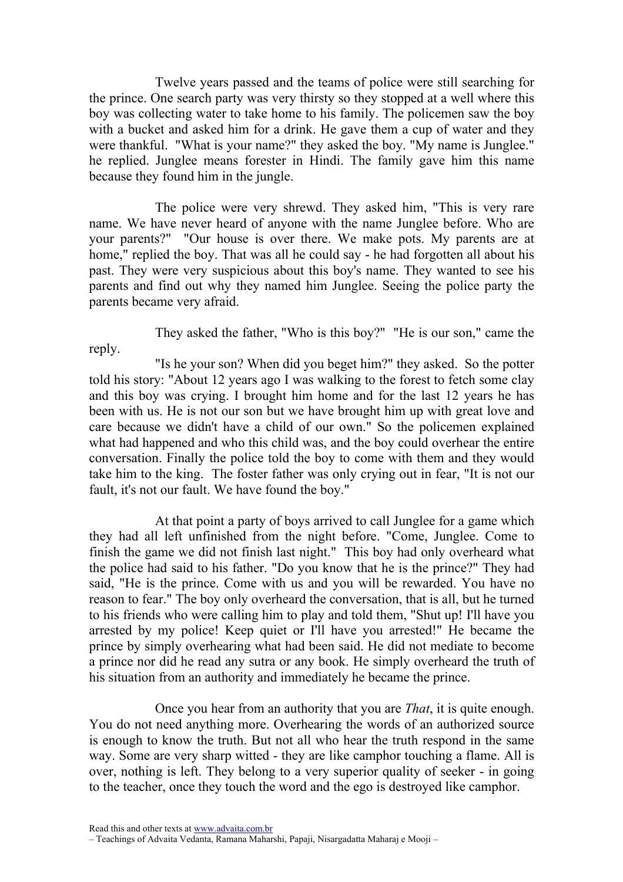Twelve years passed and the teams of police were still searching for the prince. One search party was very thirsty so they stopped at a well where this boy was collecting water to take home to his family. The policemen saw the boy with a bucket and asked him for a drink. He gave them a cup of water and they were thankful. "What is your name?" they asked the boy. "My name is Junglee." he replied. Junglee means forester in Hindi. The family gave him this name because they found him in the jungle.

The police were very shrewd. They asked him, "This is very rare name. We have never heard of anyone with the name Junglee before. Who are your parents?" "Our house is over there. We make pots. My parents are at home," replied the boy. That was all he could say - he had forgotten all about his past. They were very suspicious about this boy's name. They wanted to see his parents and find out why they named him Junglee. Seeing the police party the parents became very afraid.

They asked the father, "Who is this boy?" "He is our son," came the reply.

"Is he your son? When did you beget him?" they asked. So the potter told his story: "About 12 years ago I was walking to the forest to fetch some clay and this boy was crying. I brought him home and for the last 12 years he has been with us. He is not our son but we have brought him up with great love and care because we didn't have a child of our own." So the policemen explained what had happened and who this child was, and the boy could overhear the entire conversation. Finally the police told the boy to come with them and they would take him to the king. The foster father was only crying out in fear, "It is not our fault, it's not our fault. We have found the boy."

At that point a party of boys arrived to call Junglee for a game which they had all left unfinished from the night before. "Come, Junglee. Come to finish the game we did not finish last night." This boy had only overheard what the police had said to his father. "Do you know that he is the prince?" They had said, "He is the prince. Come with us and you will be rewarded. You have no reason to fear." The boy only overheard the conversation, that is all, but he turned to his friends who were calling him to play and told them, "Shut up! I'll have you arrested by my police! Keep quiet or I'll have you arrested!" He became the prince by simply overhearing what had been said. He did not mediate to become a prince nor did he read any sutra or any book. He simply overheard the truth of his situation from an authority and immediately he became the prince.

Once you hear from an authority that you are *That*, it is quite enough. You do not need anything more. Overhearing the words of an authorized source is enough to know the truth. But not all who hear the truth respond in the same way. Some are very sharp witted - they are like camphor touching a flame. All is over, nothing is left. They belong to a very superior quality of seeker - in going to the teacher, once they touch the word and the ego is destroyed like camphor.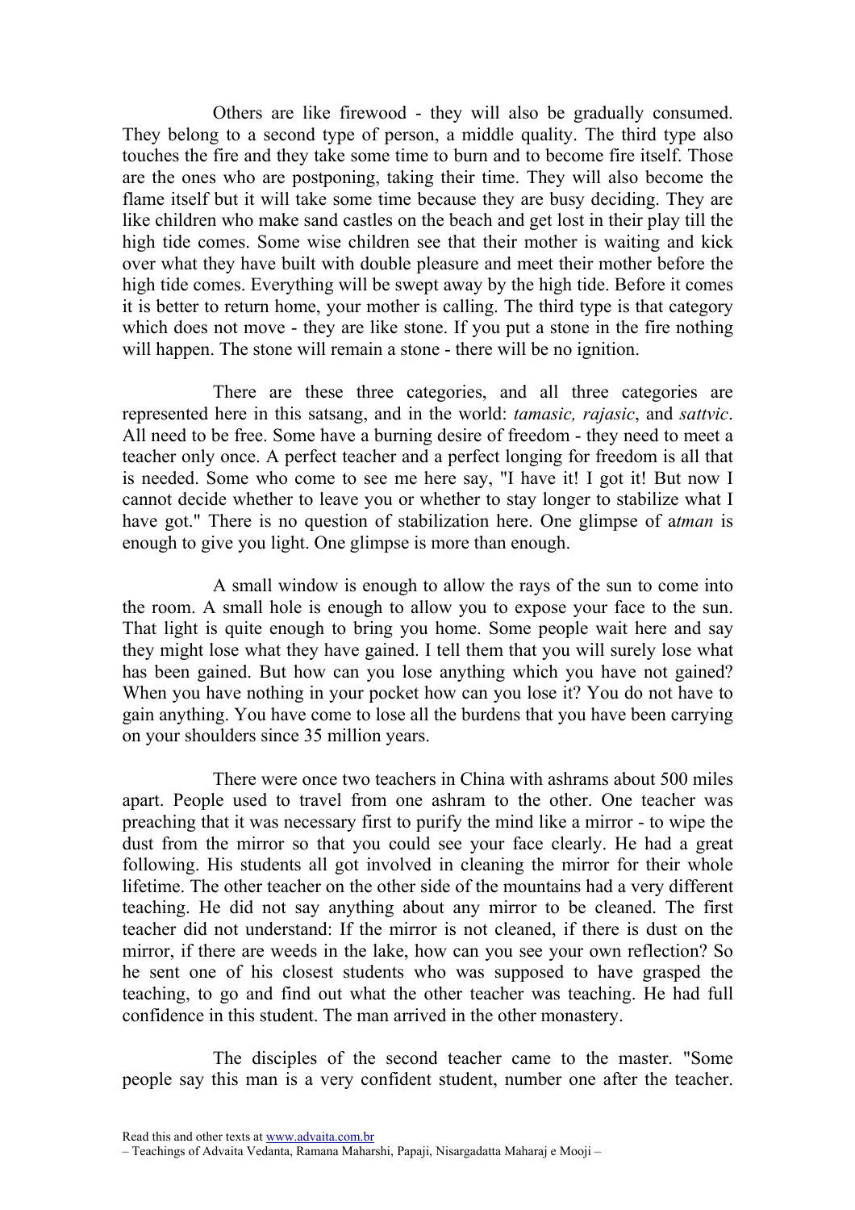Others are like firewood - they will also be gradually consumed. They belong to a second type of person, a middle quality. The third type also touches the fire and they take some time to burn and to become fire itself. Those are the ones who are postponing, taking their time. They will also become the flame itself but it will take some time because they are busy deciding. They are like children who make sand castles on the beach and get lost in their play till the high tide comes. Some wise children see that their mother is waiting and kick over what they have built with double pleasure and meet their mother before the high tide comes. Everything will be swept away by the high tide. Before it comes it is better to return home, your mother is calling. The third type is that category which does not move - they are like stone. If you put a stone in the fire nothing will happen. The stone will remain a stone - there will be no ignition.

There are these three categories, and all three categories are represented here in this satsang, and in the world: *tamasic, rajasic*, and *sattvic*. All need to be free. Some have a burning desire of freedom - they need to meet a teacher only once. A perfect teacher and a perfect longing for freedom is all that is needed. Some who come to see me here say, "I have it! I got it! But now I cannot decide whether to leave you or whether to stay longer to stabilize what I have got." There is no question of stabilization here. One glimpse of a*tman* is enough to give you light. One glimpse is more than enough.

A small window is enough to allow the rays of the sun to come into the room. A small hole is enough to allow you to expose your face to the sun. That light is quite enough to bring you home. Some people wait here and say they might lose what they have gained. I tell them that you will surely lose what has been gained. But how can you lose anything which you have not gained? When you have nothing in your pocket how can you lose it? You do not have to gain anything. You have come to lose all the burdens that you have been carrying on your shoulders since 35 million years.

There were once two teachers in China with ashrams about 500 miles apart. People used to travel from one ashram to the other. One teacher was preaching that it was necessary first to purify the mind like a mirror - to wipe the dust from the mirror so that you could see your face clearly. He had a great following. His students all got involved in cleaning the mirror for their whole lifetime. The other teacher on the other side of the mountains had a very different teaching. He did not say anything about any mirror to be cleaned. The first teacher did not understand: If the mirror is not cleaned, if there is dust on the mirror, if there are weeds in the lake, how can you see your own reflection? So he sent one of his closest students who was supposed to have grasped the teaching, to go and find out what the other teacher was teaching. He had full confidence in this student. The man arrived in the other monastery.

The disciples of the second teacher came to the master. "Some people say this man is a very confident student, number one after the teacher.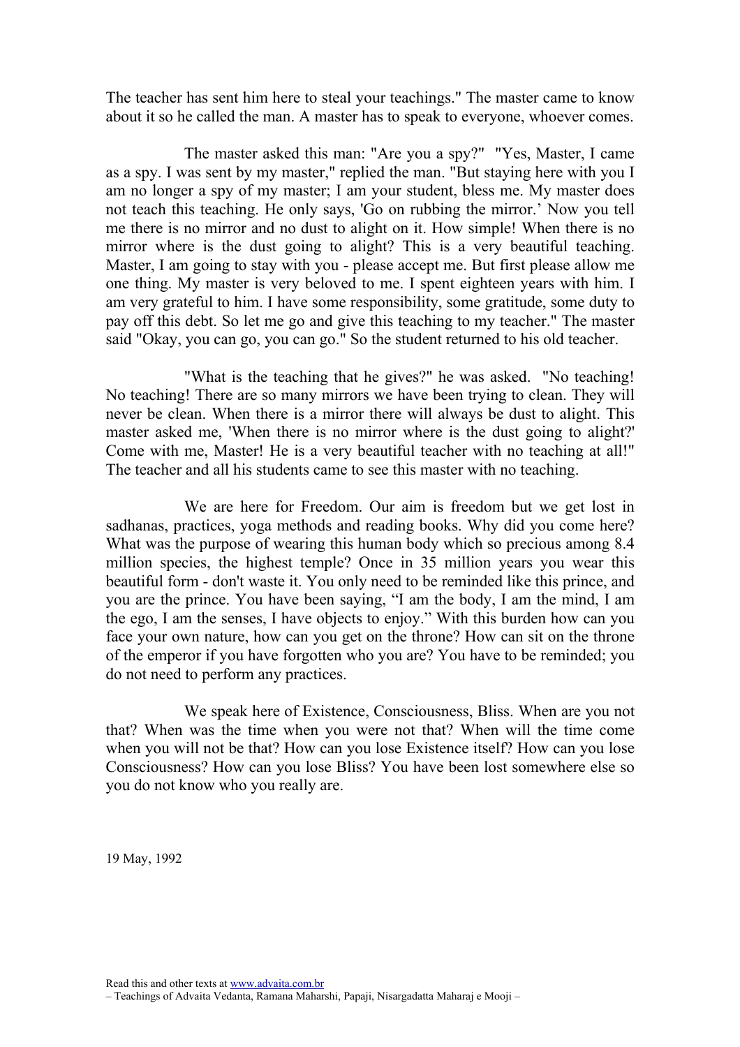The teacher has sent him here to steal your teachings." The master came to know about it so he called the man. A master has to speak to everyone, whoever comes.

The master asked this man: "Are you a spy?" "Yes, Master, I came as a spy. I was sent by my master," replied the man. "But staying here with you I am no longer a spy of my master; I am your student, bless me. My master does not teach this teaching. He only says, 'Go on rubbing the mirror.' Now you tell me there is no mirror and no dust to alight on it. How simple! When there is no mirror where is the dust going to alight? This is a very beautiful teaching. Master, I am going to stay with you - please accept me. But first please allow me one thing. My master is very beloved to me. I spent eighteen years with him. I am very grateful to him. I have some responsibility, some gratitude, some duty to pay off this debt. So let me go and give this teaching to my teacher." The master said "Okay, you can go, you can go." So the student returned to his old teacher.

"What is the teaching that he gives?" he was asked. "No teaching! No teaching! There are so many mirrors we have been trying to clean. They will never be clean. When there is a mirror there will always be dust to alight. This master asked me, 'When there is no mirror where is the dust going to alight?' Come with me, Master! He is a very beautiful teacher with no teaching at all!" The teacher and all his students came to see this master with no teaching.

We are here for Freedom. Our aim is freedom but we get lost in sadhanas, practices, yoga methods and reading books. Why did you come here? What was the purpose of wearing this human body which so precious among 8.4 million species, the highest temple? Once in 35 million years you wear this beautiful form - don't waste it. You only need to be reminded like this prince, and you are the prince. You have been saying, "I am the body, I am the mind, I am the ego, I am the senses, I have objects to enjoy." With this burden how can you face your own nature, how can you get on the throne? How can sit on the throne of the emperor if you have forgotten who you are? You have to be reminded; you do not need to perform any practices.

We speak here of Existence, Consciousness, Bliss. When are you not that? When was the time when you were not that? When will the time come when you will not be that? How can you lose Existence itself? How can you lose Consciousness? How can you lose Bliss? You have been lost somewhere else so you do not know who you really are.

19 May, 1992